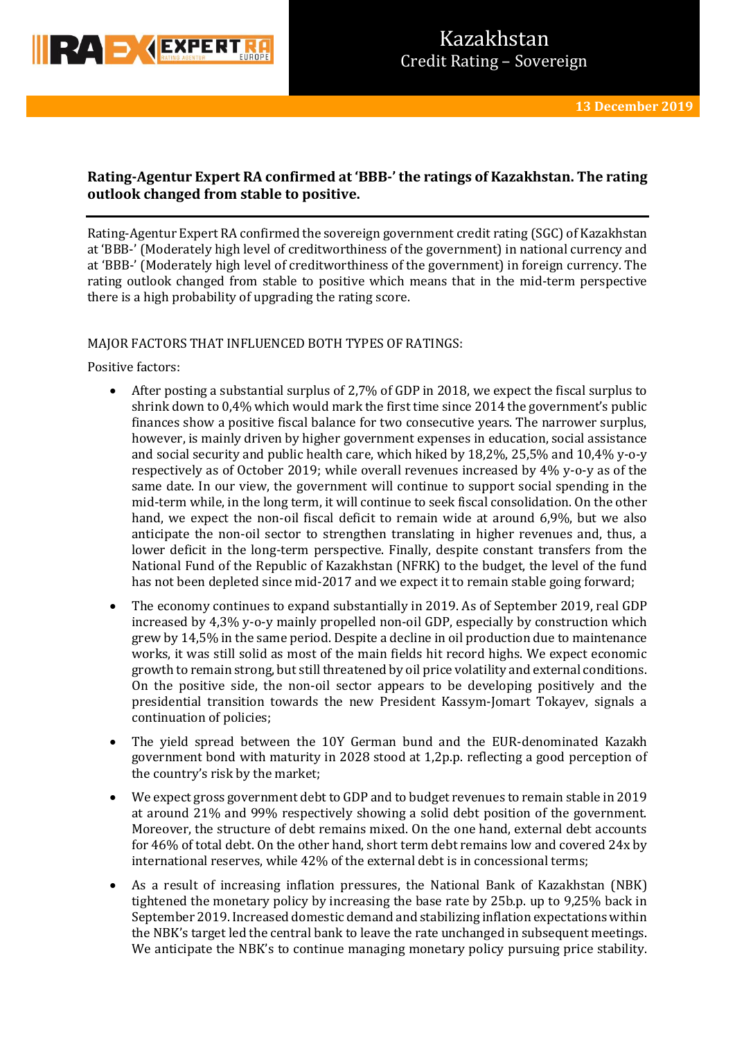# Kazakhstan
## Credit Rating – Sovereign

13 December 2019

**Rating-Agentur Expert RA confirmed at 'BBB-' the ratings of Kazakhstan. The rating outlook changed from stable to positive.**

Rating-Agentur Expert RA confirmed the sovereign government credit rating (SGC) of Kazakhstan at 'BBB-' (Moderately high level of creditworthiness of the government) in national currency and at 'BBB-' (Moderately high level of creditworthiness of the government) in foreign currency. The rating outlook changed from stable to positive which means that in the mid-term perspective there is a high probability of upgrading the rating score.

MAJOR FACTORS THAT INFLUENCED BOTH TYPES OF RATINGS:

Positive factors:

- After posting a substantial surplus of 2,7% of GDP in 2018, we expect the fiscal surplus to shrink down to 0,4% which would mark the first time since 2014 the government's public finances show a positive fiscal balance for two consecutive years. The narrower surplus, however, is mainly driven by higher government expenses in education, social assistance and social security and public health care, which hiked by 18,2%, 25,5% and 10,4% y-o-y respectively as of October 2019; while overall revenues increased by 4% y-o-y as of the same date. In our view, the government will continue to support social spending in the mid-term while, in the long term, it will continue to seek fiscal consolidation. On the other hand, we expect the non-oil fiscal deficit to remain wide at around 6,9%, but we also anticipate the non-oil sector to strengthen translating in higher revenues and, thus, a lower deficit in the long-term perspective. Finally, despite constant transfers from the National Fund of the Republic of Kazakhstan (NFRK) to the budget, the level of the fund has not been depleted since mid-2017 and we expect it to remain stable going forward;
- The economy continues to expand substantially in 2019. As of September 2019, real GDP increased by 4,3% y-o-y mainly propelled non-oil GDP, especially by construction which grew by 14,5% in the same period. Despite a decline in oil production due to maintenance works, it was still solid as most of the main fields hit record highs. We expect economic growth to remain strong, but still threatened by oil price volatility and external conditions. On the positive side, the non-oil sector appears to be developing positively and the presidential transition towards the new President Kassym-Jomart Tokayev, signals a continuation of policies;
- The yield spread between the 10Y German bund and the EUR-denominated Kazakh government bond with maturity in 2028 stood at 1,2p.p. reflecting a good perception of the country's risk by the market;
- We expect gross government debt to GDP and to budget revenues to remain stable in 2019 at around 21% and 99% respectively showing a solid debt position of the government. Moreover, the structure of debt remains mixed. On the one hand, external debt accounts for 46% of total debt. On the other hand, short term debt remains low and covered 24x by international reserves, while 42% of the external debt is in concessional terms;
- As a result of increasing inflation pressures, the National Bank of Kazakhstan (NBK) tightened the monetary policy by increasing the base rate by 25b.p. up to 9,25% back in September 2019. Increased domestic demand and stabilizing inflation expectations within the NBK's target led the central bank to leave the rate unchanged in subsequent meetings. We anticipate the NBK's to continue managing monetary policy pursuing price stability.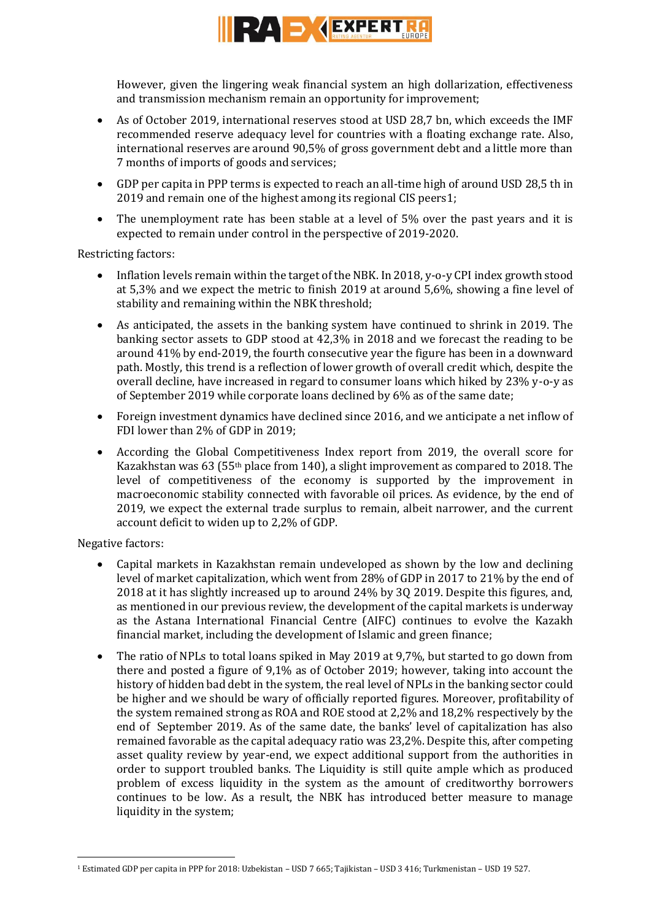However, given the lingering weak financial system an high dollarization, effectiveness and transmission mechanism remain an opportunity for improvement;

- As of October 2019, international reserves stood at USD 28,7 bn, which exceeds the IMF recommended reserve adequacy level for countries with a floating exchange rate. Also, international reserves are around 90,5% of gross government debt and a little more than 7 months of imports of goods and services;
- GDP per capita in PPP terms is expected to reach an all-time high of around USD 28,5 th in 2019 and remain one of the highest among its regional CIS peers[1];
- The unemployment rate has been stable at a level of 5% over the past years and it is expected to remain under control in the perspective of 2019-2020.

Restricting factors:

- Inflation levels remain within the target of the NBK. In 2018, y-o-y CPI index growth stood at 5,3% and we expect the metric to finish 2019 at around 5,6%, showing a fine level of stability and remaining within the NBK threshold;
- As anticipated, the assets in the banking system have continued to shrink in 2019. The banking sector assets to GDP stood at 42,3% in 2018 and we forecast the reading to be around 41% by end-2019, the fourth consecutive year the figure has been in a downward path. Mostly, this trend is a reflection of lower growth of overall credit which, despite the overall decline, have increased in regard to consumer loans which hiked by 23% y-o-y as of September 2019 while corporate loans declined by 6% as of the same date;
- Foreign investment dynamics have declined since 2016, and we anticipate a net inflow of FDI lower than 2% of GDP in 2019;
- According the Global Competitiveness Index report from 2019, the overall score for Kazakhstan was 63 (55th place from 140), a slight improvement as compared to 2018. The level of competitiveness of the economy is supported by the improvement in macroeconomic stability connected with favorable oil prices. As evidence, by the end of 2019, we expect the external trade surplus to remain, albeit narrower, and the current account deficit to widen up to 2,2% of GDP.

Negative factors:

- Capital markets in Kazakhstan remain undeveloped as shown by the low and declining level of market capitalization, which went from 28% of GDP in 2017 to 21% by the end of 2018 at it has slightly increased up to around 24% by 3Q 2019. Despite this figures, and, as mentioned in our previous review, the development of the capital markets is underway as the Astana International Financial Centre (AIFC) continues to evolve the Kazakh financial market, including the development of Islamic and green finance;
- The ratio of NPLs to total loans spiked in May 2019 at 9,7%, but started to go down from there and posted a figure of 9,1% as of October 2019; however, taking into account the history of hidden bad debt in the system, the real level of NPLs in the banking sector could be higher and we should be wary of officially reported figures. Moreover, profitability of the system remained strong as ROA and ROE stood at 2,2% and 18,2% respectively by the end of September 2019. As of the same date, the banks' level of capitalization has also remained favorable as the capital adequacy ratio was 23,2%. Despite this, after competing asset quality review by year-end, we expect additional support from the authorities in order to support troubled banks. The Liquidity is still quite ample which as produced problem of excess liquidity in the system as the amount of creditworthy borrowers continues to be low. As a result, the NBK has introduced better measure to manage liquidity in the system;

[1] Estimated GDP per capita in PPP for 2018: Uzbekistan – USD 7 665; Tajikistan – USD 3 416; Turkmenistan – USD 19 527.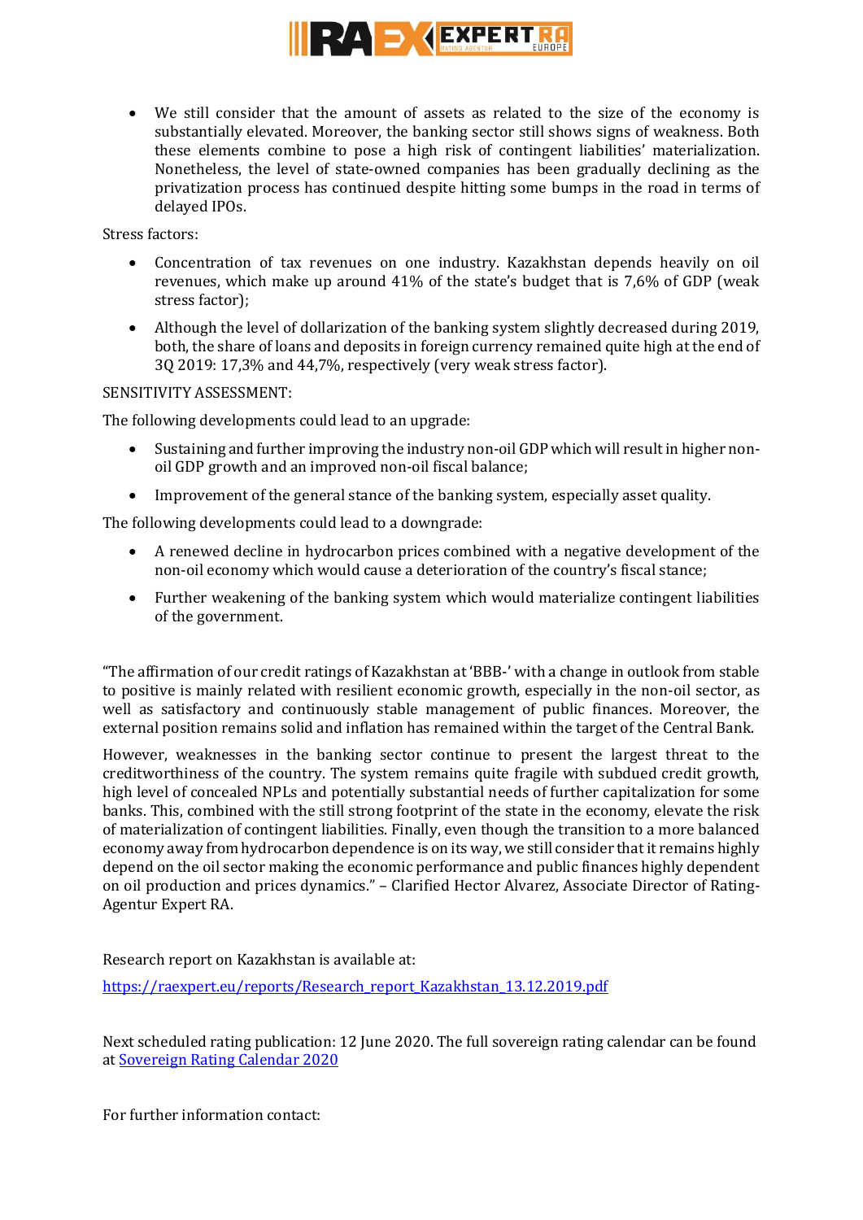- We still consider that the amount of assets as related to the size of the economy is substantially elevated. Moreover, the banking sector still shows signs of weakness. Both these elements combine to pose a high risk of contingent liabilities' materialization. Nonetheless, the level of state-owned companies has been gradually declining as the privatization process has continued despite hitting some bumps in the road in terms of delayed IPOs.

Stress factors:

- Concentration of tax revenues on one industry. Kazakhstan depends heavily on oil revenues, which make up around 41% of the state's budget that is 7,6% of GDP (weak stress factor);
- Although the level of dollarization of the banking system slightly decreased during 2019, both, the share of loans and deposits in foreign currency remained quite high at the end of 3Q 2019: 17,3% and 44,7%, respectively (very weak stress factor).

SENSITIVITY ASSESSMENT:

The following developments could lead to an upgrade:

- Sustaining and further improving the industry non-oil GDP which will result in higher non-oil GDP growth and an improved non-oil fiscal balance;
- Improvement of the general stance of the banking system, especially asset quality.

The following developments could lead to a downgrade:

- A renewed decline in hydrocarbon prices combined with a negative development of the non-oil economy which would cause a deterioration of the country's fiscal stance;
- Further weakening of the banking system which would materialize contingent liabilities of the government.

"The affirmation of our credit ratings of Kazakhstan at 'BBB-' with a change in outlook from stable to positive is mainly related with resilient economic growth, especially in the non-oil sector, as well as satisfactory and continuously stable management of public finances. Moreover, the external position remains solid and inflation has remained within the target of the Central Bank.

However, weaknesses in the banking sector continue to present the largest threat to the creditworthiness of the country. The system remains quite fragile with subdued credit growth, high level of concealed NPLs and potentially substantial needs of further capitalization for some banks. This, combined with the still strong footprint of the state in the economy, elevate the risk of materialization of contingent liabilities. Finally, even though the transition to a more balanced economy away from hydrocarbon dependence is on its way, we still consider that it remains highly depend on the oil sector making the economic performance and public finances highly dependent on oil production and prices dynamics." – Clarified Hector Alvarez, Associate Director of Rating-Agentur Expert RA.

Research report on Kazakhstan is available at:

[https://raexpert.eu/reports/Research_report_Kazakhstan_13.12.2019.pdf](https://raexpert.eu/reports/Research_report_Kazakhstan_13.12.2019.pdf)

Next scheduled rating publication: 12 June 2020. The full sovereign rating calendar can be found at Sovereign Rating Calendar 2020

For further information contact: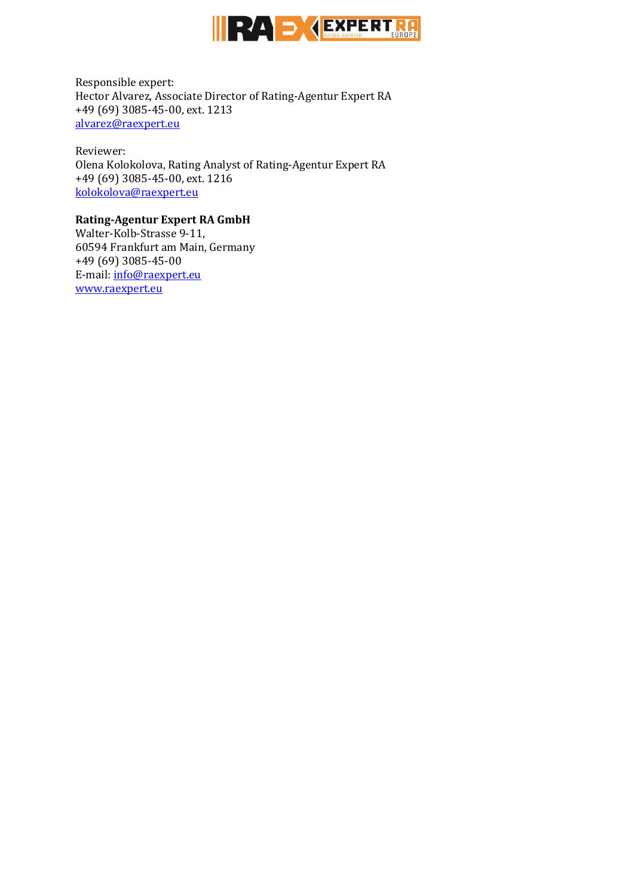Responsible expert:
Hector Alvarez, Associate Director of Rating-Agentur Expert RA
+49 (69) 3085-45-00, ext. 1213
alvarez@raexpert.eu

Reviewer:
Olena Kolokolova, Rating Analyst of Rating-Agentur Expert RA
+49 (69) 3085-45-00, ext. 1216
kolokolova@raexpert.eu

**Rating-Agentur Expert RA GmbH**
Walter-Kolb-Strasse 9-11,
60594 Frankfurt am Main, Germany
+49 (69) 3085-45-00
E-mail: info@raexpert.eu
www.raexpert.eu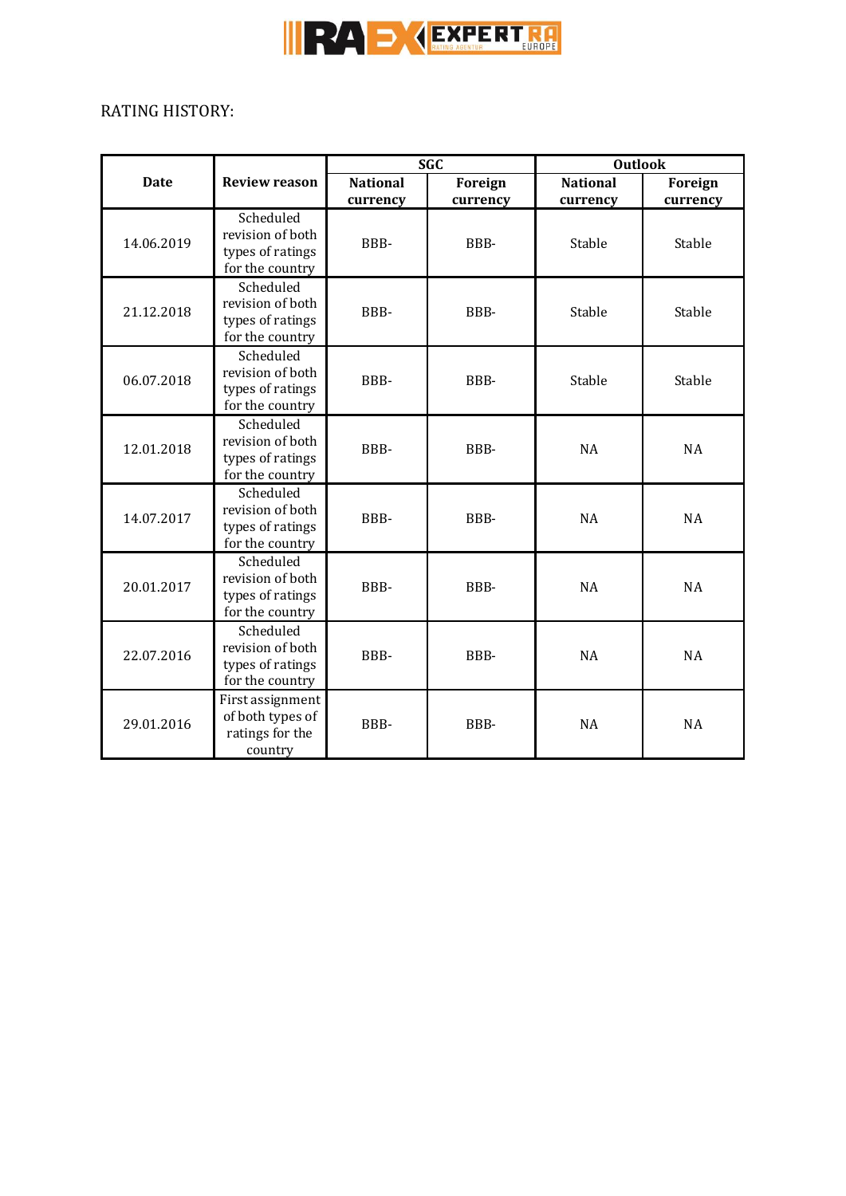RATING HISTORY:

| Date | Review reason | SGC | | Outlook | |
|---|---|---|---|---|---|
| | | National currency | Foreign currency | National currency | Foreign currency |
| 14.06.2019 | Scheduled revision of both types of ratings for the country | BBB- | BBB- | Stable | Stable |
| 21.12.2018 | Scheduled revision of both types of ratings for the country | BBB- | BBB- | Stable | Stable |
| 06.07.2018 | Scheduled revision of both types of ratings for the country | BBB- | BBB- | Stable | Stable |
| 12.01.2018 | Scheduled revision of both types of ratings for the country | BBB- | BBB- | NA | NA |
| 14.07.2017 | Scheduled revision of both types of ratings for the country | BBB- | BBB- | NA | NA |
| 20.01.2017 | Scheduled revision of both types of ratings for the country | BBB- | BBB- | NA | NA |
| 22.07.2016 | Scheduled revision of both types of ratings for the country | BBB- | BBB- | NA | NA |
| 29.01.2016 | First assignment of both types of ratings for the country | BBB- | BBB- | NA | NA |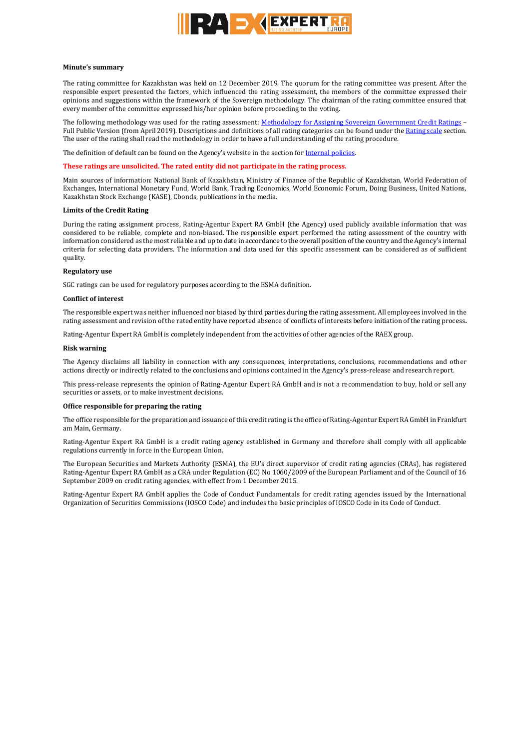**Minute's summary**

The rating committee for Kazakhstan was held on 12 December 2019. The quorum for the rating committee was present. After the responsible expert presented the factors, which influenced the rating assessment, the members of the committee expressed their opinions and suggestions within the framework of the Sovereign methodology. The chairman of the rating committee ensured that every member of the committee expressed his/her opinion before proceeding to the voting.

The following methodology was used for the rating assessment: Methodology for Assigning Sovereign Government Credit Ratings – Full Public Version (from April 2019). Descriptions and definitions of all rating categories can be found under the Rating scale section. The user of the rating shall read the methodology in order to have a full understanding of the rating procedure.

The definition of default can be found on the Agency's website in the section for Internal policies.

**These ratings are unsolicited. The rated entity did not participate in the rating process.**

Main sources of information: National Bank of Kazakhstan, Ministry of Finance of the Republic of Kazakhstan, World Federation of Exchanges, International Monetary Fund, World Bank, Trading Economics, World Economic Forum, Doing Business, United Nations, Kazakhstan Stock Exchange (KASE), Cbonds, publications in the media.

**Limits of the Credit Rating**

During the rating assignment process, Rating-Agentur Expert RA GmbH (the Agency) used publicly available information that was considered to be reliable, complete and non-biased. The responsible expert performed the rating assessment of the country with information considered as the most reliable and up to date in accordance to the overall position of the country and the Agency's internal criteria for selecting data providers. The information and data used for this specific assessment can be considered as of sufficient quality.

**Regulatory use**

SGC ratings can be used for regulatory purposes according to the ESMA definition.

**Conflict of interest**

The responsible expert was neither influenced nor biased by third parties during the rating assessment. All employees involved in the rating assessment and revision of the rated entity have reported absence of conflicts of interests before initiation of the rating process**.**

Rating-Agentur Expert RA GmbH is completely independent from the activities of other agencies of the RAEX group.

**Risk warning**

The Agency disclaims all liability in connection with any consequences, interpretations, conclusions, recommendations and other actions directly or indirectly related to the conclusions and opinions contained in the Agency's press-release and research report.

This press-release represents the opinion of Rating-Agentur Expert RA GmbH and is not a recommendation to buy, hold or sell any securities or assets, or to make investment decisions.

**Office responsible for preparing the rating**

The office responsible for the preparation and issuance of this credit rating is the office of Rating-Agentur Expert RA GmbH in Frankfurt am Main, Germany.

Rating-Agentur Expert RA GmbH is a credit rating agency established in Germany and therefore shall comply with all applicable regulations currently in force in the European Union.

The European Securities and Markets Authority (ESMA), the EU's direct supervisor of credit rating agencies (CRAs), has registered Rating-Agentur Expert RA GmbH as a CRA under Regulation (EC) No 1060/2009 of the European Parliament and of the Council of 16 September 2009 on credit rating agencies, with effect from 1 December 2015.

Rating-Agentur Expert RA GmbH applies the Code of Conduct Fundamentals for credit rating agencies issued by the International Organization of Securities Commissions (IOSCO Code) and includes the basic principles of IOSCO Code in its Code of Conduct.